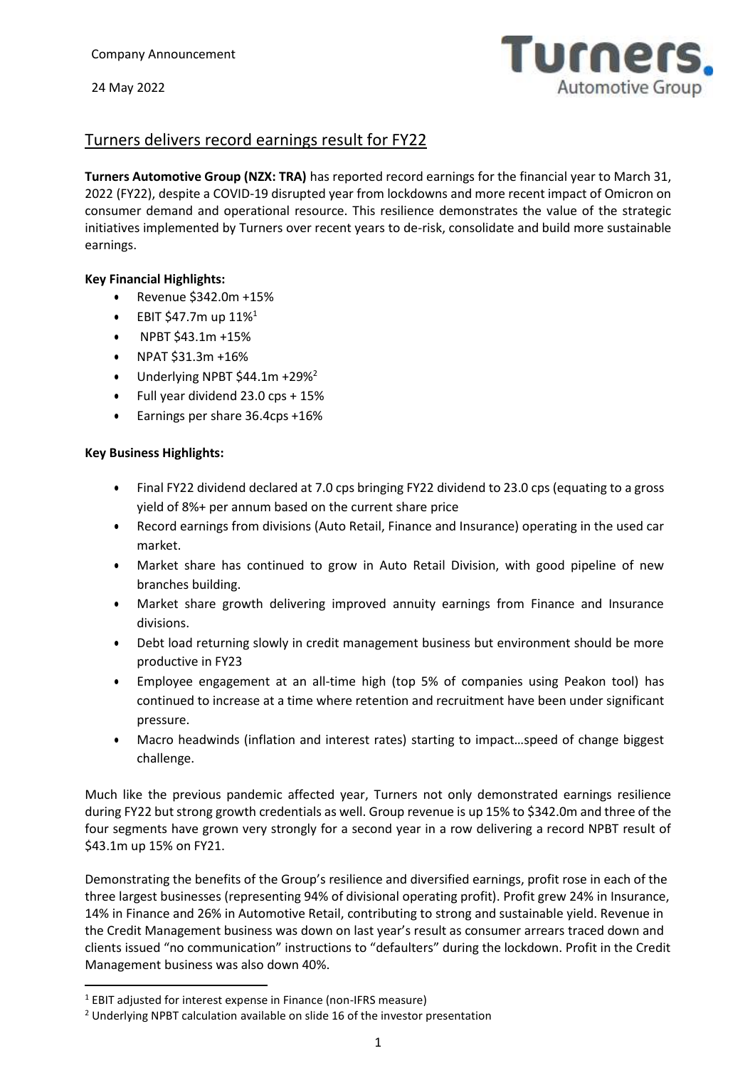Company Announcement

24 May 2022

# Turners delivers record earnings result for FY22

**Turners Automotive Group (NZX: TRA)** has reported record earnings for the financial year to March 31, 2022 (FY22), despite a COVID-19 disrupted year from lockdowns and more recent impact of Omicron on consumer demand and operational resource. This resilience demonstrates the value of the strategic initiatives implemented by Turners over recent years to de-risk, consolidate and build more sustainable earnings.

**Key Financial Highlights:**

- Revenue $342.0m +15%
- EBIT $47.7m up 11%[1]
- NPBT $43.1m +15%
- NPAT $31.3m +16%
- Underlying NPBT $44.1m +29%[2]
- Full year dividend 23.0 cps + 15%
- Earnings per share 36.4cps +16%

**Key Business Highlights:**

- Final FY22 dividend declared at 7.0 cps bringing FY22 dividend to 23.0 cps (equating to a gross yield of 8%+ per annum based on the current share price
- Record earnings from divisions (Auto Retail, Finance and Insurance) operating in the used car market.
- Market share has continued to grow in Auto Retail Division, with good pipeline of new branches building.
- Market share growth delivering improved annuity earnings from Finance and Insurance divisions.
- Debt load returning slowly in credit management business but environment should be more productive in FY23
- Employee engagement at an all-time high (top 5% of companies using Peakon tool) has continued to increase at a time where retention and recruitment have been under significant pressure.
- Macro headwinds (inflation and interest rates) starting to impact…speed of change biggest challenge.

Much like the previous pandemic affected year, Turners not only demonstrated earnings resilience during FY22 but strong growth credentials as well. Group revenue is up 15% to $342.0m and three of the four segments have grown very strongly for a second year in a row delivering a record NPBT result of $43.1m up 15% on FY21.

Demonstrating the benefits of the Group's resilience and diversified earnings, profit rose in each of the three largest businesses (representing 94% of divisional operating profit). Profit grew 24% in Insurance, 14% in Finance and 26% in Automotive Retail, contributing to strong and sustainable yield. Revenue in the Credit Management business was down on last year's result as consumer arrears traced down and clients issued "no communication" instructions to "defaulters" during the lockdown. Profit in the Credit Management business was also down 40%.

[1] EBIT adjusted for interest expense in Finance (non-IFRS measure)

[2] Underlying NPBT calculation available on slide 16 of the investor presentation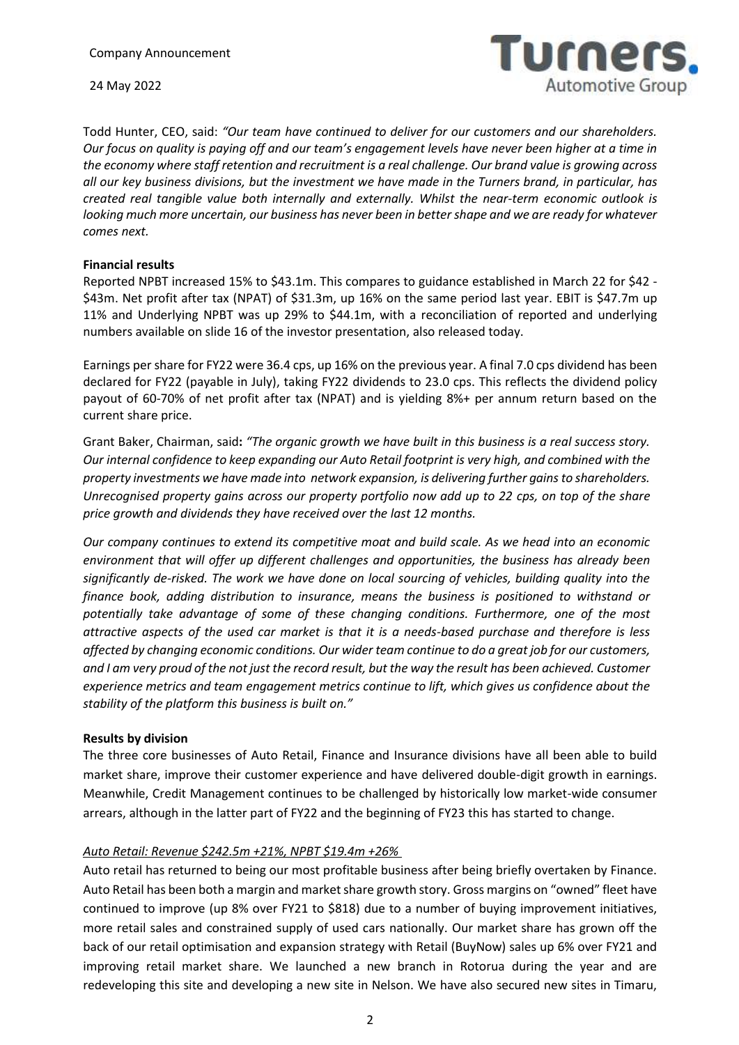Company Announcement

24 May 2022

Todd Hunter, CEO, said: *"Our team have continued to deliver for our customers and our shareholders. Our focus on quality is paying off and our team's engagement levels have never been higher at a time in the economy where staff retention and recruitment is a real challenge. Our brand value is growing across all our key business divisions, but the investment we have made in the Turners brand, in particular, has created real tangible value both internally and externally. Whilst the near-term economic outlook is looking much more uncertain, our business has never been in better shape and we are ready for whatever comes next.*

**Financial results**

Reported NPBT increased 15% to $43.1m. This compares to guidance established in March 22 for $42 - $43m. Net profit after tax (NPAT) of $31.3m, up 16% on the same period last year. EBIT is $47.7m up 11% and Underlying NPBT was up 29% to $44.1m, with a reconciliation of reported and underlying numbers available on slide 16 of the investor presentation, also released today.

Earnings per share for FY22 were 36.4 cps, up 16% on the previous year. A final 7.0 cps dividend has been declared for FY22 (payable in July), taking FY22 dividends to 23.0 cps. This reflects the dividend policy payout of 60-70% of net profit after tax (NPAT) and is yielding 8%+ per annum return based on the current share price.

Grant Baker, Chairman, said**:** *"The organic growth we have built in this business is a real success story. Our internal confidence to keep expanding our Auto Retail footprint is very high, and combined with the property investments we have made into network expansion, is delivering further gains to shareholders. Unrecognised property gains across our property portfolio now add up to 22 cps, on top of the share price growth and dividends they have received over the last 12 months.*

*Our company continues to extend its competitive moat and build scale. As we head into an economic environment that will offer up different challenges and opportunities, the business has already been significantly de-risked. The work we have done on local sourcing of vehicles, building quality into the finance book, adding distribution to insurance, means the business is positioned to withstand or potentially take advantage of some of these changing conditions. Furthermore, one of the most attractive aspects of the used car market is that it is a needs-based purchase and therefore is less affected by changing economic conditions. Our wider team continue to do a great job for our customers, and I am very proud of the not just the record result, but the way the result has been achieved. Customer experience metrics and team engagement metrics continue to lift, which gives us confidence about the stability of the platform this business is built on."*

**Results by division**

The three core businesses of Auto Retail, Finance and Insurance divisions have all been able to build market share, improve their customer experience and have delivered double-digit growth in earnings. Meanwhile, Credit Management continues to be challenged by historically low market-wide consumer arrears, although in the latter part of FY22 and the beginning of FY23 this has started to change.

*Auto Retail: Revenue $242.5m +21%, NPBT $19.4m +26%*

Auto retail has returned to being our most profitable business after being briefly overtaken by Finance. Auto Retail has been both a margin and market share growth story. Gross margins on "owned" fleet have continued to improve (up 8% over FY21 to $818) due to a number of buying improvement initiatives, more retail sales and constrained supply of used cars nationally. Our market share has grown off the back of our retail optimisation and expansion strategy with Retail (BuyNow) sales up 6% over FY21 and improving retail market share. We launched a new branch in Rotorua during the year and are redeveloping this site and developing a new site in Nelson. We have also secured new sites in Timaru,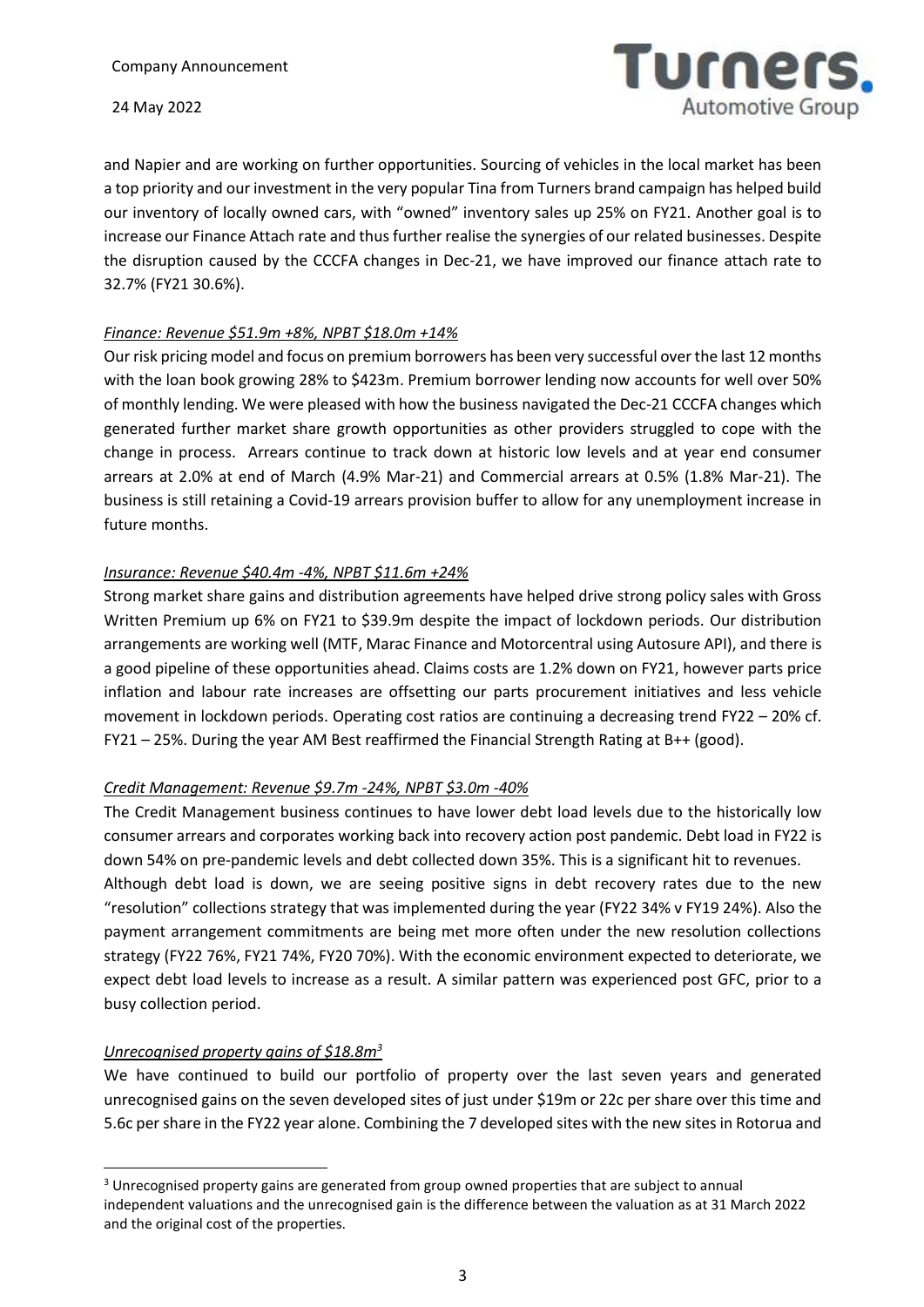and Napier and are working on further opportunities. Sourcing of vehicles in the local market has been a top priority and our investment in the very popular Tina from Turners brand campaign has helped build our inventory of locally owned cars, with "owned" inventory sales up 25% on FY21. Another goal is to increase our Finance Attach rate and thus further realise the synergies of our related businesses. Despite the disruption caused by the CCCFA changes in Dec-21, we have improved our finance attach rate to 32.7% (FY21 30.6%).

*Finance: Revenue $51.9m +8%, NPBT $18.0m +14%*

Our risk pricing model and focus on premium borrowers has been very successful over the last 12 months with the loan book growing 28% to $423m. Premium borrower lending now accounts for well over 50% of monthly lending. We were pleased with how the business navigated the Dec-21 CCCFA changes which generated further market share growth opportunities as other providers struggled to cope with the change in process. Arrears continue to track down at historic low levels and at year end consumer arrears at 2.0% at end of March (4.9% Mar-21) and Commercial arrears at 0.5% (1.8% Mar-21). The business is still retaining a Covid-19 arrears provision buffer to allow for any unemployment increase in future months.

*Insurance: Revenue $40.4m -4%, NPBT $11.6m +24%*

Strong market share gains and distribution agreements have helped drive strong policy sales with Gross Written Premium up 6% on FY21 to $39.9m despite the impact of lockdown periods. Our distribution arrangements are working well (MTF, Marac Finance and Motorcentral using Autosure API), and there is a good pipeline of these opportunities ahead. Claims costs are 1.2% down on FY21, however parts price inflation and labour rate increases are offsetting our parts procurement initiatives and less vehicle movement in lockdown periods. Operating cost ratios are continuing a decreasing trend FY22 – 20% cf. FY21 – 25%. During the year AM Best reaffirmed the Financial Strength Rating at B++ (good).

*Credit Management: Revenue $9.7m -24%, NPBT $3.0m -40%*

The Credit Management business continues to have lower debt load levels due to the historically low consumer arrears and corporates working back into recovery action post pandemic. Debt load in FY22 is down 54% on pre-pandemic levels and debt collected down 35%. This is a significant hit to revenues.

Although debt load is down, we are seeing positive signs in debt recovery rates due to the new "resolution" collections strategy that was implemented during the year (FY22 34% v FY19 24%). Also the payment arrangement commitments are being met more often under the new resolution collections strategy (FY22 76%, FY21 74%, FY20 70%). With the economic environment expected to deteriorate, we expect debt load levels to increase as a result. A similar pattern was experienced post GFC, prior to a busy collection period.

*Unrecognised property gains of $18.8m[3]*

We have continued to build our portfolio of property over the last seven years and generated unrecognised gains on the seven developed sites of just under $19m or 22c per share over this time and 5.6c per share in the FY22 year alone. Combining the 7 developed sites with the new sites in Rotorua and

[3] Unrecognised property gains are generated from group owned properties that are subject to annual independent valuations and the unrecognised gain is the difference between the valuation as at 31 March 2022 and the original cost of the properties.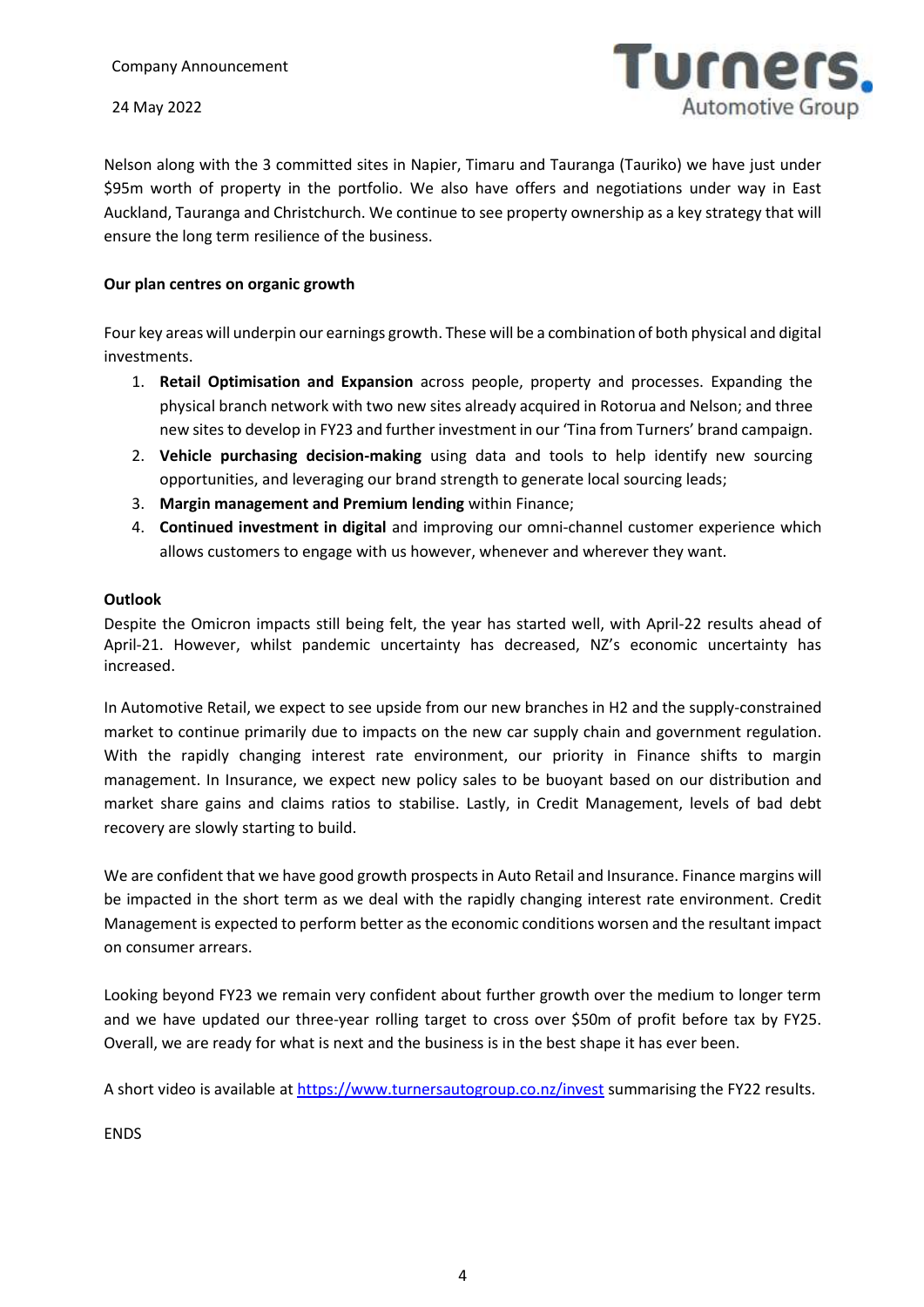Nelson along with the 3 committed sites in Napier, Timaru and Tauranga (Tauriko) we have just under $95m worth of property in the portfolio. We also have offers and negotiations under way in East Auckland, Tauranga and Christchurch. We continue to see property ownership as a key strategy that will ensure the long term resilience of the business.

**Our plan centres on organic growth**

Four key areas will underpin our earnings growth. These will be a combination of both physical and digital investments.

1. **Retail Optimisation and Expansion** across people, property and processes. Expanding the physical branch network with two new sites already acquired in Rotorua and Nelson; and three new sites to develop in FY23 and further investment in our 'Tina from Turners' brand campaign.
2. **Vehicle purchasing decision-making** using data and tools to help identify new sourcing opportunities, and leveraging our brand strength to generate local sourcing leads;
3. **Margin management and Premium lending** within Finance;
4. **Continued investment in digital** and improving our omni-channel customer experience which allows customers to engage with us however, whenever and wherever they want.

**Outlook**

Despite the Omicron impacts still being felt, the year has started well, with April-22 results ahead of April-21. However, whilst pandemic uncertainty has decreased, NZ's economic uncertainty has increased.

In Automotive Retail, we expect to see upside from our new branches in H2 and the supply-constrained market to continue primarily due to impacts on the new car supply chain and government regulation. With the rapidly changing interest rate environment, our priority in Finance shifts to margin management. In Insurance, we expect new policy sales to be buoyant based on our distribution and market share gains and claims ratios to stabilise. Lastly, in Credit Management, levels of bad debt recovery are slowly starting to build.

We are confident that we have good growth prospects in Auto Retail and Insurance. Finance margins will be impacted in the short term as we deal with the rapidly changing interest rate environment. Credit Management is expected to perform better as the economic conditions worsen and the resultant impact on consumer arrears.

Looking beyond FY23 we remain very confident about further growth over the medium to longer term and we have updated our three-year rolling target to cross over $50m of profit before tax by FY25. Overall, we are ready for what is next and the business is in the best shape it has ever been.

A short video is available at https://www.turnersautogroup.co.nz/invest summarising the FY22 results.

ENDS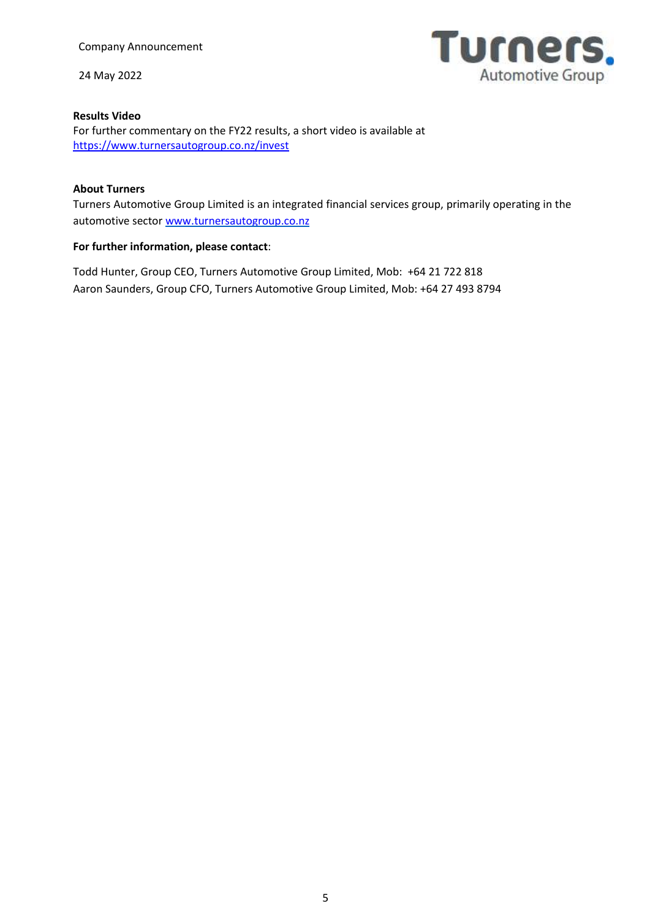Company Announcement

24 May 2022

**Turners.** Automotive Group

**Results Video**
For further commentary on the FY22 results, a short video is available at [https://www.turnersautogroup.co.nz/invest](https://www.turnersautogroup.co.nz/invest)

**About Turners**
Turners Automotive Group Limited is an integrated financial services group, primarily operating in the automotive sector [www.turnersautogroup.co.nz](www.turnersautogroup.co.nz)

**For further information, please contact**:

Todd Hunter, Group CEO, Turners Automotive Group Limited, Mob: +64 21 722 818
Aaron Saunders, Group CFO, Turners Automotive Group Limited, Mob: +64 27 493 8794